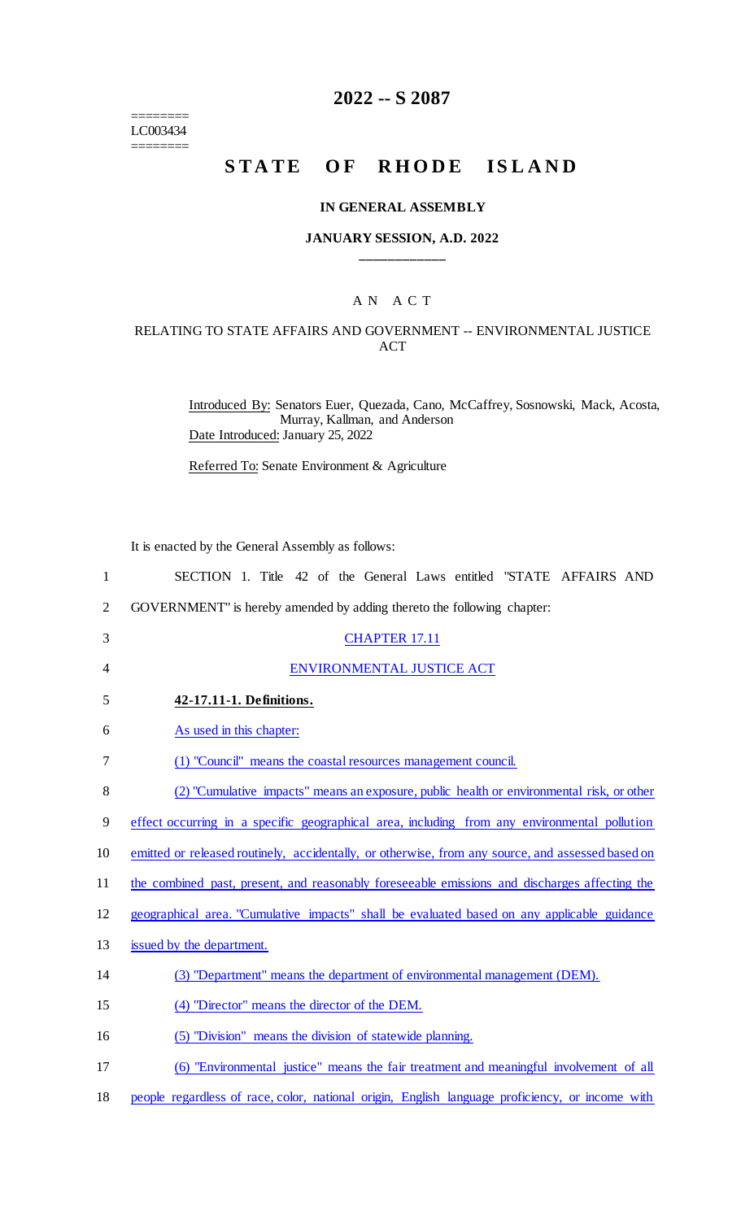========
LC003434
========

# 2022 -- S 2087

# STATE OF RHODE ISLAND

### IN GENERAL ASSEMBLY

### JANUARY SESSION, A.D. 2022

---

## A N A C T

### RELATING TO STATE AFFAIRS AND GOVERNMENT -- ENVIRONMENTAL JUSTICE ACT

Introduced By: Senators Euer, Quezada, Cano, McCaffrey, Sosnowski, Mack, Acosta, Murray, Kallman, and Anderson

Date Introduced: January 25, 2022

Referred To: Senate Environment & Agriculture

It is enacted by the General Assembly as follows:

1 SECTION 1. Title 42 of the General Laws entitled "STATE AFFAIRS AND
2 GOVERNMENT" is hereby amended by adding thereto the following chapter:

3 CHAPTER 17.11

4 ENVIRONMENTAL JUSTICE ACT

5 **42-17.11-1. Definitions.**

6 As used in this chapter:

7 (1) "Council" means the coastal resources management council.

8 (2) "Cumulative impacts" means an exposure, public health or environmental risk, or other
9 effect occurring in a specific geographical area, including from any environmental pollution
10 emitted or released routinely, accidentally, or otherwise, from any source, and assessed based on
11 the combined past, present, and reasonably foreseeable emissions and discharges affecting the
12 geographical area. "Cumulative impacts" shall be evaluated based on any applicable guidance
13 issued by the department.

14 (3) "Department" means the department of environmental management (DEM).

15 (4) "Director" means the director of the DEM.

16 (5) "Division" means the division of statewide planning.

17 (6) "Environmental justice" means the fair treatment and meaningful involvement of all
18 people regardless of race, color, national origin, English language proficiency, or income with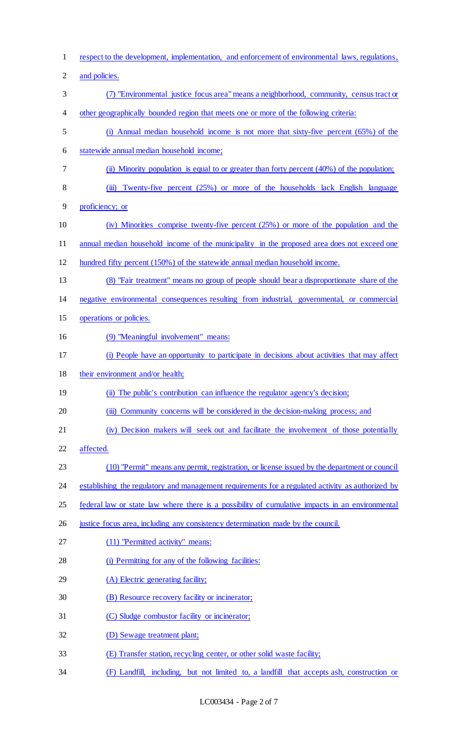respect to the development, implementation, and enforcement of environmental laws, regulations, and policies.

(7) "Environmental justice focus area" means a neighborhood, community, census tract or other geographically bounded region that meets one or more of the following criteria:

(i) Annual median household income is not more that sixty-five percent (65%) of the statewide annual median household income;

(ii) Minority population is equal to or greater than forty percent (40%) of the population;

(iii) Twenty-five percent (25%) or more of the households lack English language proficiency; or

(iv) Minorities comprise twenty-five percent (25%) or more of the population and the annual median household income of the municipality in the proposed area does not exceed one hundred fifty percent (150%) of the statewide annual median household income.

(8) "Fair treatment" means no group of people should bear a disproportionate share of the negative environmental consequences resulting from industrial, governmental, or commercial operations or policies.

(9) "Meaningful involvement" means:

(i) People have an opportunity to participate in decisions about activities that may affect their environment and/or health;

(ii) The public's contribution can influence the regulator agency's decision;

(iii) Community concerns will be considered in the decision-making process; and

(iv) Decision makers will seek out and facilitate the involvement of those potentially affected.

(10) "Permit" means any permit, registration, or license issued by the department or council establishing the regulatory and management requirements for a regulated activity as authorized by federal law or state law where there is a possibility of cumulative impacts in an environmental justice focus area, including any consistency determination made by the council.

(11) "Permitted activity" means:

(i) Permitting for any of the following facilities:

(A) Electric generating facility;

(B) Resource recovery facility or incinerator;

(C) Sludge combustor facility or incinerator;

(D) Sewage treatment plant;

(E) Transfer station, recycling center, or other solid waste facility;

(F) Landfill, including, but not limited to, a landfill that accepts ash, construction or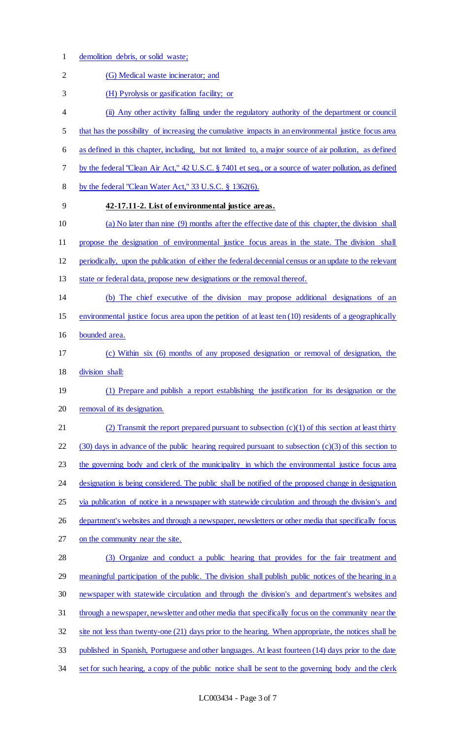demolition debris, or solid waste;

(G) Medical waste incinerator; and

(H) Pyrolysis or gasification facility; or

(ii) Any other activity falling under the regulatory authority of the department or council that has the possibility of increasing the cumulative impacts in an environmental justice focus area as defined in this chapter, including, but not limited to, a major source of air pollution, as defined by the federal "Clean Air Act," 42 U.S.C. § 7401 et seq., or a source of water pollution, as defined by the federal "Clean Water Act," 33 U.S.C. § 1362(6).

**42-17.11-2. List of environmental justice areas.**

(a) No later than nine (9) months after the effective date of this chapter, the division shall propose the designation of environmental justice focus areas in the state. The division shall periodically, upon the publication of either the federal decennial census or an update to the relevant state or federal data, propose new designations or the removal thereof.

(b) The chief executive of the division may propose additional designations of an environmental justice focus area upon the petition of at least ten (10) residents of a geographically bounded area.

(c) Within six (6) months of any proposed designation or removal of designation, the division shall:

(1) Prepare and publish a report establishing the justification for its designation or the removal of its designation.

(2) Transmit the report prepared pursuant to subsection (c)(1) of this section at least thirty (30) days in advance of the public hearing required pursuant to subsection (c)(3) of this section to the governing body and clerk of the municipality in which the environmental justice focus area designation is being considered. The public shall be notified of the proposed change in designation via publication of notice in a newspaper with statewide circulation and through the division's and department's websites and through a newspaper, newsletters or other media that specifically focus on the community near the site.

(3) Organize and conduct a public hearing that provides for the fair treatment and meaningful participation of the public. The division shall publish public notices of the hearing in a newspaper with statewide circulation and through the division's and department's websites and through a newspaper, newsletter and other media that specifically focus on the community near the site not less than twenty-one (21) days prior to the hearing. When appropriate, the notices shall be published in Spanish, Portuguese and other languages. At least fourteen (14) days prior to the date set for such hearing, a copy of the public notice shall be sent to the governing body and the clerk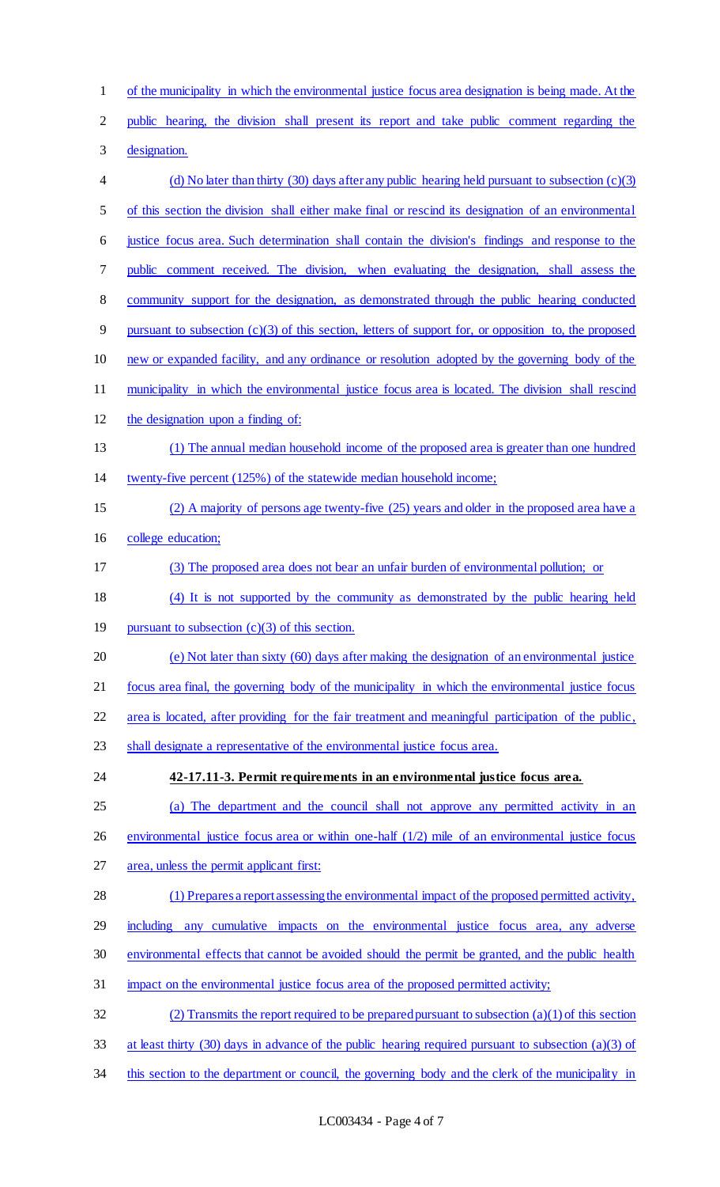of the municipality in which the environmental justice focus area designation is being made. At the public hearing, the division shall present its report and take public comment regarding the designation.

(d) No later than thirty (30) days after any public hearing held pursuant to subsection (c)(3) of this section the division shall either make final or rescind its designation of an environmental justice focus area. Such determination shall contain the division's findings and response to the public comment received. The division, when evaluating the designation, shall assess the community support for the designation, as demonstrated through the public hearing conducted pursuant to subsection (c)(3) of this section, letters of support for, or opposition to, the proposed new or expanded facility, and any ordinance or resolution adopted by the governing body of the municipality in which the environmental justice focus area is located. The division shall rescind the designation upon a finding of:

(1) The annual median household income of the proposed area is greater than one hundred twenty-five percent (125%) of the statewide median household income;

(2) A majority of persons age twenty-five (25) years and older in the proposed area have a college education;

(3) The proposed area does not bear an unfair burden of environmental pollution; or

(4) It is not supported by the community as demonstrated by the public hearing held pursuant to subsection (c)(3) of this section.

(e) Not later than sixty (60) days after making the designation of an environmental justice focus area final, the governing body of the municipality in which the environmental justice focus area is located, after providing for the fair treatment and meaningful participation of the public, shall designate a representative of the environmental justice focus area.

**42-17.11-3. Permit requirements in an environmental justice focus area.**

(a) The department and the council shall not approve any permitted activity in an environmental justice focus area or within one-half (1/2) mile of an environmental justice focus area, unless the permit applicant first:

(1) Prepares a report assessing the environmental impact of the proposed permitted activity, including any cumulative impacts on the environmental justice focus area, any adverse environmental effects that cannot be avoided should the permit be granted, and the public health impact on the environmental justice focus area of the proposed permitted activity;

(2) Transmits the report required to be prepared pursuant to subsection (a)(1) of this section at least thirty (30) days in advance of the public hearing required pursuant to subsection (a)(3) of this section to the department or council, the governing body and the clerk of the municipality in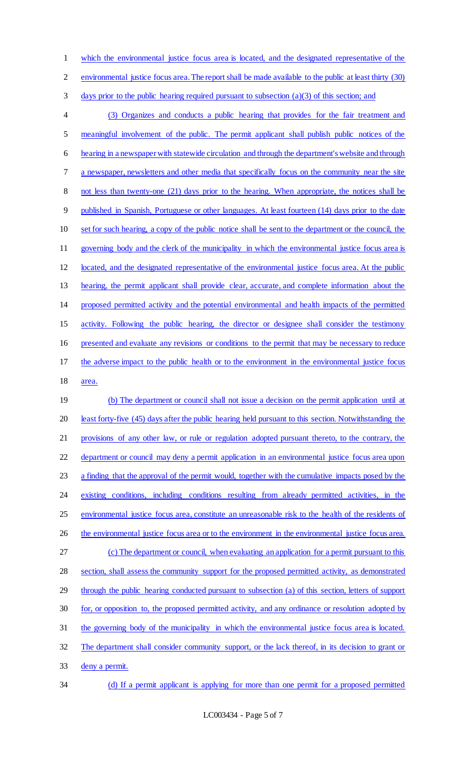which the environmental justice focus area is located, and the designated representative of the environmental justice focus area. The report shall be made available to the public at least thirty (30) days prior to the public hearing required pursuant to subsection (a)(3) of this section; and

(3) Organizes and conducts a public hearing that provides for the fair treatment and meaningful involvement of the public. The permit applicant shall publish public notices of the hearing in a newspaper with statewide circulation and through the department's website and through a newspaper, newsletters and other media that specifically focus on the community near the site not less than twenty-one (21) days prior to the hearing. When appropriate, the notices shall be published in Spanish, Portuguese or other languages. At least fourteen (14) days prior to the date set for such hearing, a copy of the public notice shall be sent to the department or the council, the governing body and the clerk of the municipality in which the environmental justice focus area is located, and the designated representative of the environmental justice focus area. At the public hearing, the permit applicant shall provide clear, accurate, and complete information about the proposed permitted activity and the potential environmental and health impacts of the permitted activity. Following the public hearing, the director or designee shall consider the testimony presented and evaluate any revisions or conditions to the permit that may be necessary to reduce the adverse impact to the public health or to the environment in the environmental justice focus area.

(b) The department or council shall not issue a decision on the permit application until at least forty-five (45) days after the public hearing held pursuant to this section. Notwithstanding the provisions of any other law, or rule or regulation adopted pursuant thereto, to the contrary, the department or council may deny a permit application in an environmental justice focus area upon a finding that the approval of the permit would, together with the cumulative impacts posed by the existing conditions, including conditions resulting from already permitted activities, in the environmental justice focus area, constitute an unreasonable risk to the health of the residents of the environmental justice focus area or to the environment in the environmental justice focus area.

(c) The department or council, when evaluating an application for a permit pursuant to this section, shall assess the community support for the proposed permitted activity, as demonstrated through the public hearing conducted pursuant to subsection (a) of this section, letters of support for, or opposition to, the proposed permitted activity, and any ordinance or resolution adopted by the governing body of the municipality in which the environmental justice focus area is located. The department shall consider community support, or the lack thereof, in its decision to grant or deny a permit.

(d) If a permit applicant is applying for more than one permit for a proposed permitted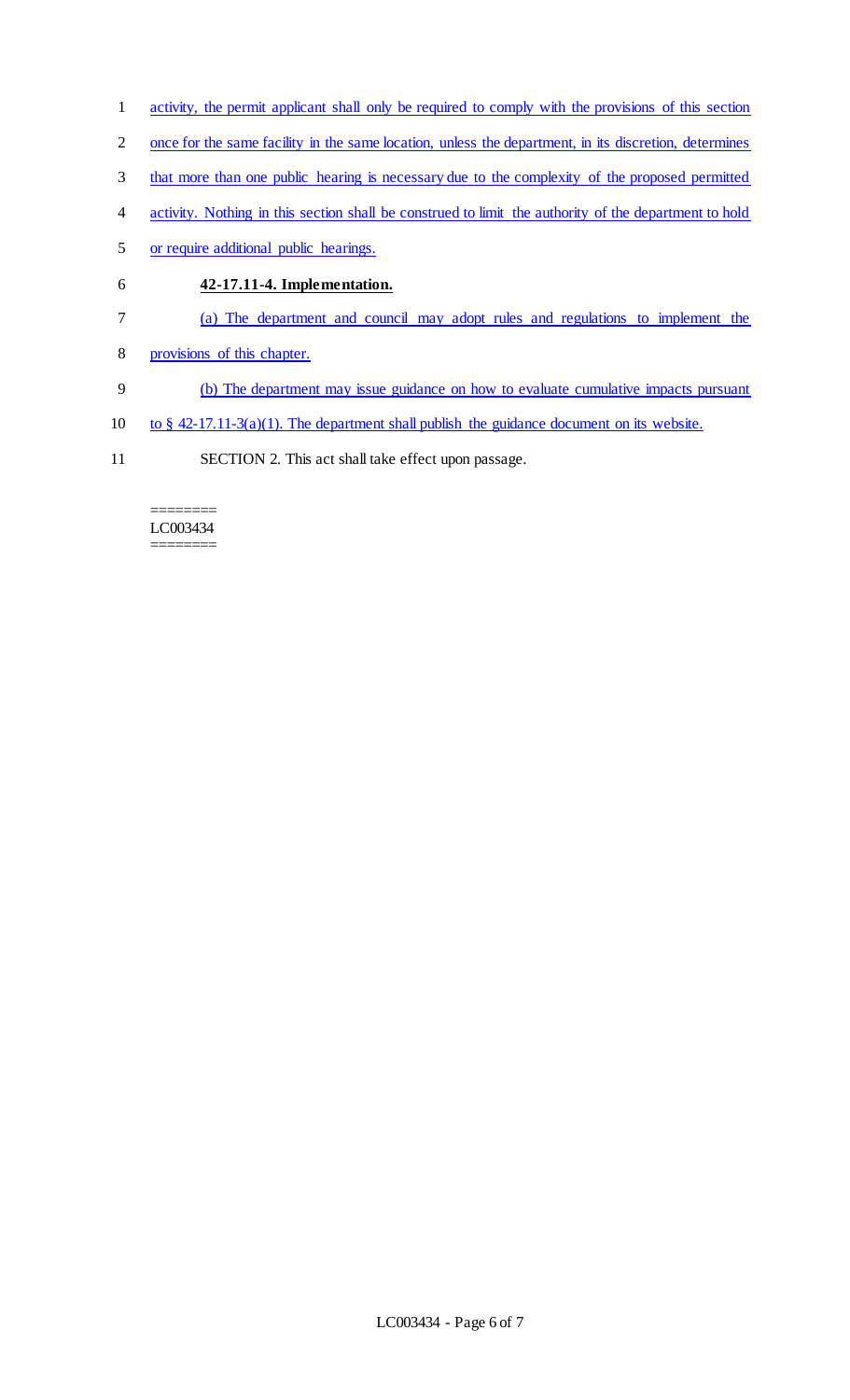activity, the permit applicant shall only be required to comply with the provisions of this section once for the same facility in the same location, unless the department, in its discretion, determines that more than one public hearing is necessary due to the complexity of the proposed permitted activity. Nothing in this section shall be construed to limit the authority of the department to hold or require additional public hearings.

**42-17.11-4. Implementation.**

(a) The department and council may adopt rules and regulations to implement the provisions of this chapter.

(b) The department may issue guidance on how to evaluate cumulative impacts pursuant to § 42-17.11-3(a)(1). The department shall publish the guidance document on its website.

SECTION 2. This act shall take effect upon passage.

========
LC003434
========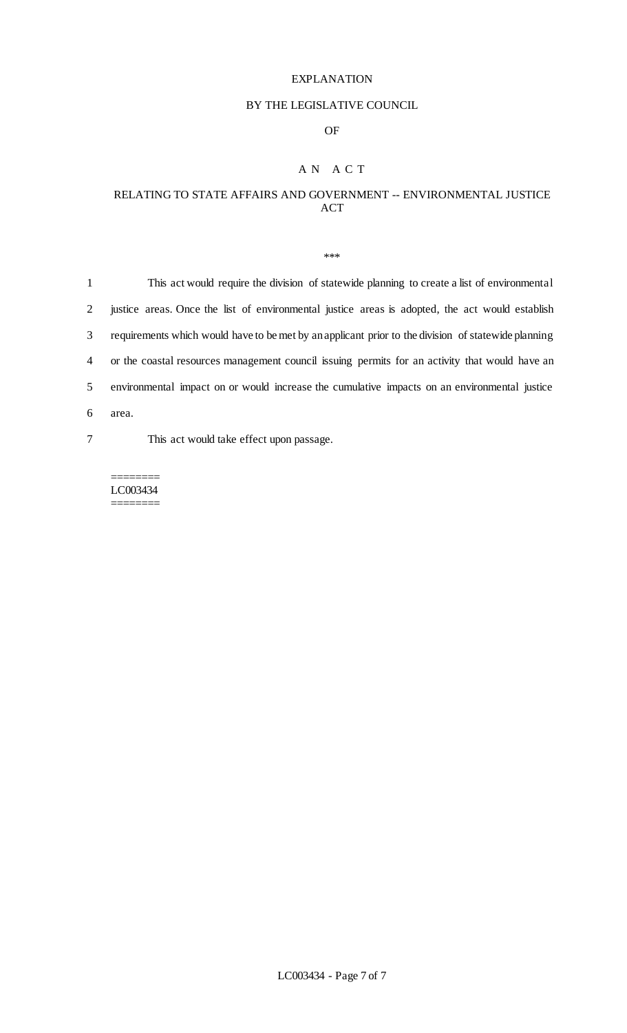EXPLANATION

BY THE LEGISLATIVE COUNCIL

OF

A N A C T

RELATING TO STATE AFFAIRS AND GOVERNMENT -- ENVIRONMENTAL JUSTICE ACT

***

1 This act would require the division of statewide planning to create a list of environmental
2 justice areas. Once the list of environmental justice areas is adopted, the act would establish
3 requirements which would have to be met by an applicant prior to the division of statewide planning
4 or the coastal resources management council issuing permits for an activity that would have an
5 environmental impact on or would increase the cumulative impacts on an environmental justice
6 area.

7 This act would take effect upon passage.

========
LC003434
========